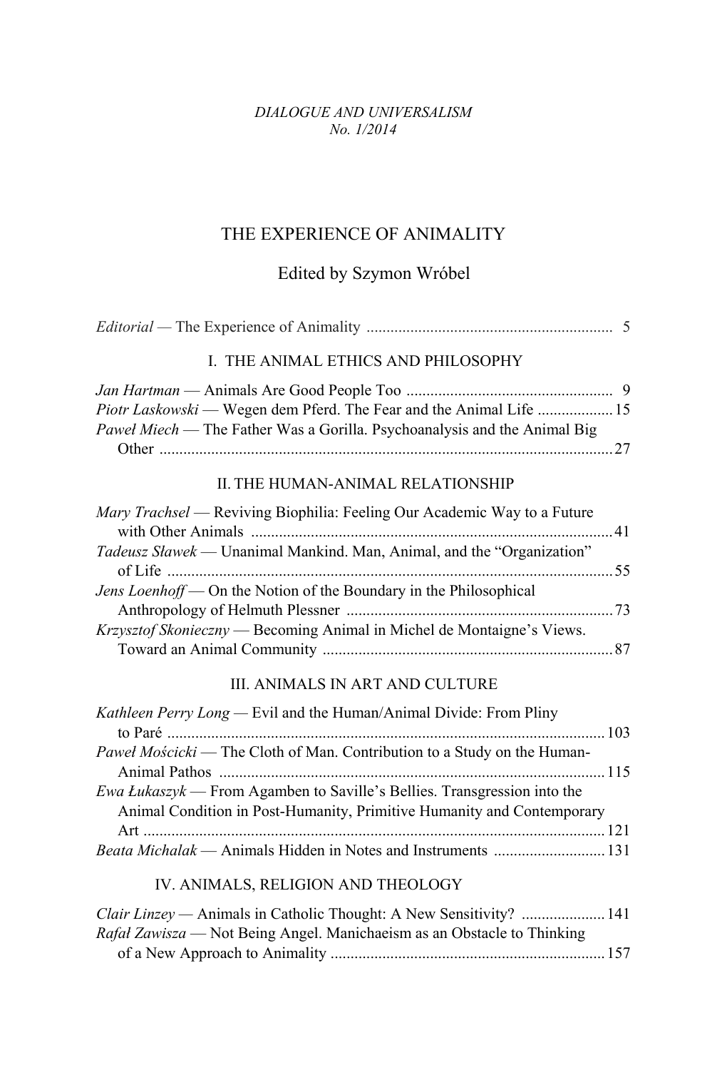*DIALOGUE AND UNIVERSALISM*
*No. 1/2014*

# THE EXPERIENCE OF ANIMALITY

## Edited by Szymon Wróbel

*Editorial* — The Experience of Animality ............................................................. 5

### I. THE ANIMAL ETHICS AND PHILOSOPHY

*Jan Hartman* — Animals Are Good People Too .................................................... 9
*Piotr Laskowski* — Wegen dem Pferd. The Fear and the Animal Life ................... 15
*Paweł Miech* — The Father Was a Gorilla. Psychoanalysis and the Animal Big Other .................................................................................................................. 27

### II. THE HUMAN-ANIMAL RELATIONSHIP

*Mary Trachsel* — Reviving Biophilia: Feeling Our Academic Way to a Future with Other Animals ........................................................................................... 41
*Tadeusz Sławek* — Unanimal Mankind. Man, Animal, and the "Organization" of Life ................................................................................................................ 55
*Jens Loenhoff* — On the Notion of the Boundary in the Philosophical Anthropology of Helmuth Plessner ................................................................... 73
*Krzysztof Skonieczny* — Becoming Animal in Michel de Montaigne's Views. Toward an Animal Community ......................................................................... 87

### III. ANIMALS IN ART AND CULTURE

*Kathleen Perry Long* — Evil and the Human/Animal Divide: From Pliny to Paré ............................................................................................................. 103
*Paweł Mościcki* — The Cloth of Man. Contribution to a Study on the Human-Animal Pathos ................................................................................................. 115
*Ewa Łukaszyk* — From Agamben to Saville's Bellies. Transgression into the Animal Condition in Post-Humanity, Primitive Humanity and Contemporary Art .................................................................................................................... 121
*Beata Michalak* — Animals Hidden in Notes and Instruments ............................ 131

### IV. ANIMALS, RELIGION AND THEOLOGY

*Clair Linzey* — Animals in Catholic Thought: A New Sensitivity? ..................... 141
*Rafał Zawisza* — Not Being Angel. Manichaeism as an Obstacle to Thinking of a New Approach to Animality ..................................................................... 157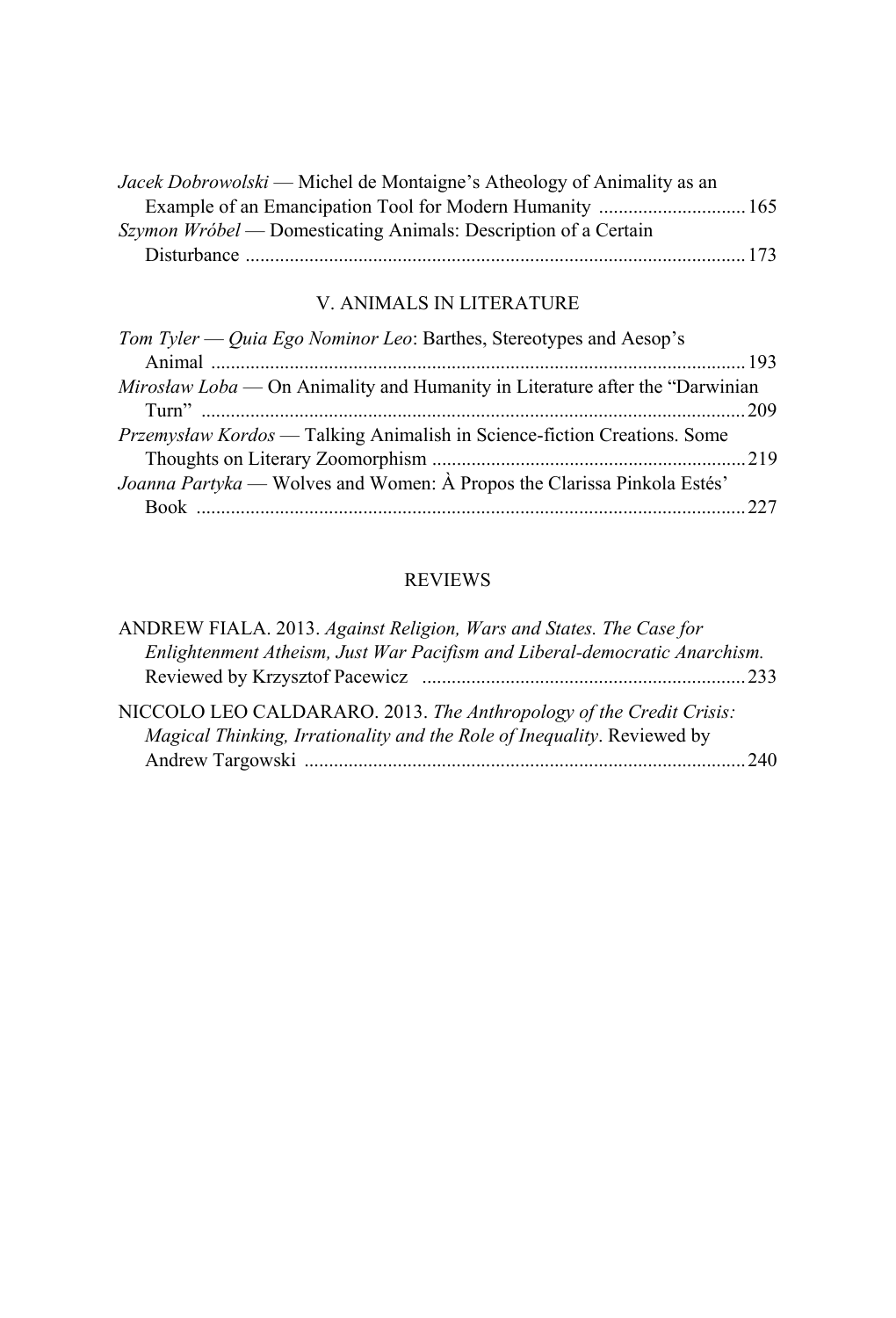*Jacek Dobrowolski* — Michel de Montaigne's Atheology of Animality as an Example of an Emancipation Tool for Modern Humanity .............................. 165

*Szymon Wróbel* — Domesticating Animals: Description of a Certain Disturbance .............................. 173

## V. ANIMALS IN LITERATURE

*Tom Tyler* — *Quia Ego Nominor Leo*: Barthes, Stereotypes and Aesop's Animal .............................. 193

*Mirosław Loba* — On Animality and Humanity in Literature after the "Darwinian Turn" .............................. 209

*Przemysław Kordos* — Talking Animalish in Science-fiction Creations. Some Thoughts on Literary Zoomorphism .............................. 219

*Joanna Partyka* — Wolves and Women: À Propos the Clarissa Pinkola Estés' Book .............................. 227

## REVIEWS

ANDREW FIALA. 2013. *Against Religion, Wars and States. The Case for Enlightenment Atheism, Just War Pacifism and Liberal-democratic Anarchism.* Reviewed by Krzysztof Pacewicz .............................. 233

NICCOLO LEO CALDARARO. 2013. *The Anthropology of the Credit Crisis: Magical Thinking, Irrationality and the Role of Inequality*. Reviewed by Andrew Targowski .............................. 240